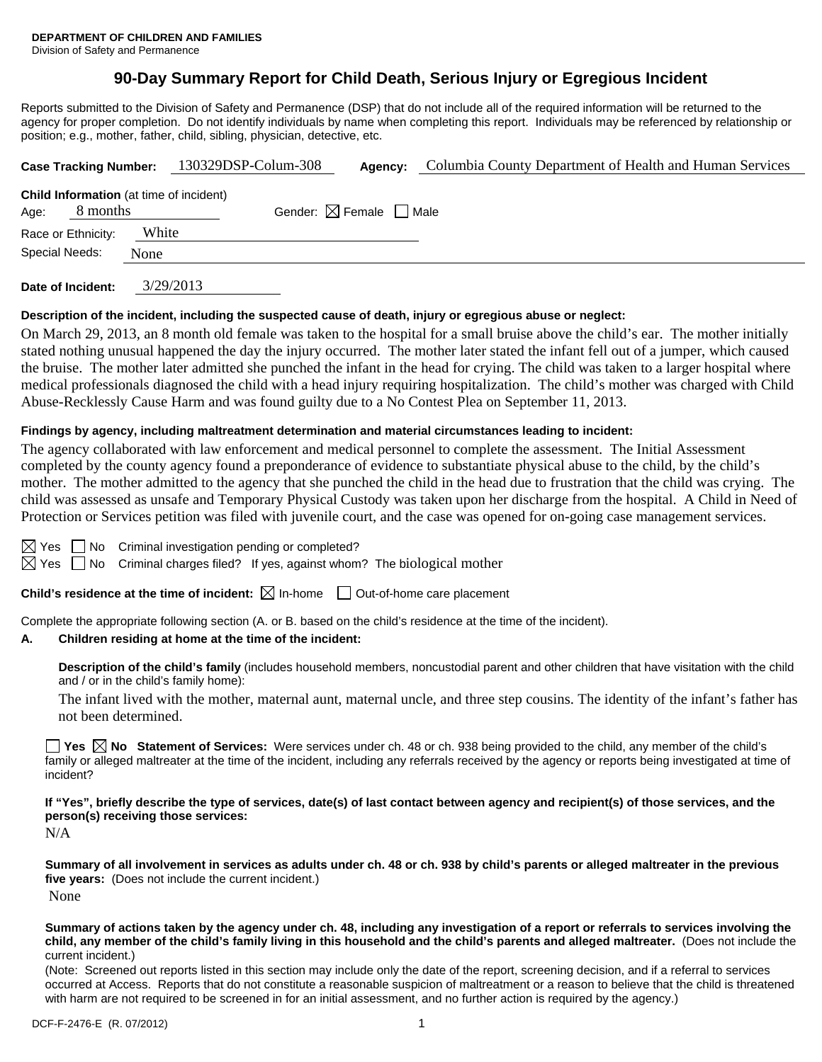**DEPARTMENT OF CHILDREN AND FAMILIES**
Division of Safety and Permanence

# 90-Day Summary Report for Child Death, Serious Injury or Egregious Incident

Reports submitted to the Division of Safety and Permanence (DSP) that do not include all of the required information will be returned to the agency for proper completion. Do not identify individuals by name when completing this report. Individuals may be referenced by relationship or position; e.g., mother, father, child, sibling, physician, detective, etc.

**Case Tracking Number:** 130329DSP-Colum-308 **Agency:** Columbia County Department of Health and Human Services

**Child Information** (at time of incident)
Age: 8 months Gender: ☒ Female ☐ Male
Race or Ethnicity: White
Special Needs: None

**Date of Incident:** 3/29/2013

**Description of the incident, including the suspected cause of death, injury or egregious abuse or neglect:**

On March 29, 2013, an 8 month old female was taken to the hospital for a small bruise above the child's ear. The mother initially stated nothing unusual happened the day the injury occurred. The mother later stated the infant fell out of a jumper, which caused the bruise. The mother later admitted she punched the infant in the head for crying. The child was taken to a larger hospital where medical professionals diagnosed the child with a head injury requiring hospitalization. The child's mother was charged with Child Abuse-Recklessly Cause Harm and was found guilty due to a No Contest Plea on September 11, 2013.

**Findings by agency, including maltreatment determination and material circumstances leading to incident:**

The agency collaborated with law enforcement and medical personnel to complete the assessment. The Initial Assessment completed by the county agency found a preponderance of evidence to substantiate physical abuse to the child, by the child's mother. The mother admitted to the agency that she punched the child in the head due to frustration that the child was crying. The child was assessed as unsafe and Temporary Physical Custody was taken upon her discharge from the hospital. A Child in Need of Protection or Services petition was filed with juvenile court, and the case was opened for on-going case management services.

☒ Yes ☐ No Criminal investigation pending or completed?
☒ Yes ☐ No Criminal charges filed? If yes, against whom? The biological mother

**Child's residence at the time of incident:** ☒ In-home ☐ Out-of-home care placement

Complete the appropriate following section (A. or B. based on the child's residence at the time of the incident).

**A. Children residing at home at the time of the incident:**

**Description of the child's family** (includes household members, noncustodial parent and other children that have visitation with the child and / or in the child's family home):

The infant lived with the mother, maternal aunt, maternal uncle, and three step cousins. The identity of the infant's father has not been determined.

☐ **Yes** ☒ **No Statement of Services:** Were services under ch. 48 or ch. 938 being provided to the child, any member of the child's family or alleged maltreater at the time of the incident, including any referrals received by the agency or reports being investigated at time of incident?

**If "Yes", briefly describe the type of services, date(s) of last contact between agency and recipient(s) of those services, and the person(s) receiving those services:**

N/A

**Summary of all involvement in services as adults under ch. 48 or ch. 938 by child's parents or alleged maltreater in the previous five years:** (Does not include the current incident.)

None

**Summary of actions taken by the agency under ch. 48, including any investigation of a report or referrals to services involving the child, any member of the child's family living in this household and the child's parents and alleged maltreater.** (Does not include the current incident.)

(Note: Screened out reports listed in this section may include only the date of the report, screening decision, and if a referral to services occurred at Access. Reports that do not constitute a reasonable suspicion of maltreatment or a reason to believe that the child is threatened with harm are not required to be screened in for an initial assessment, and no further action is required by the agency.)

DCF-F-2476-E (R. 07/2012)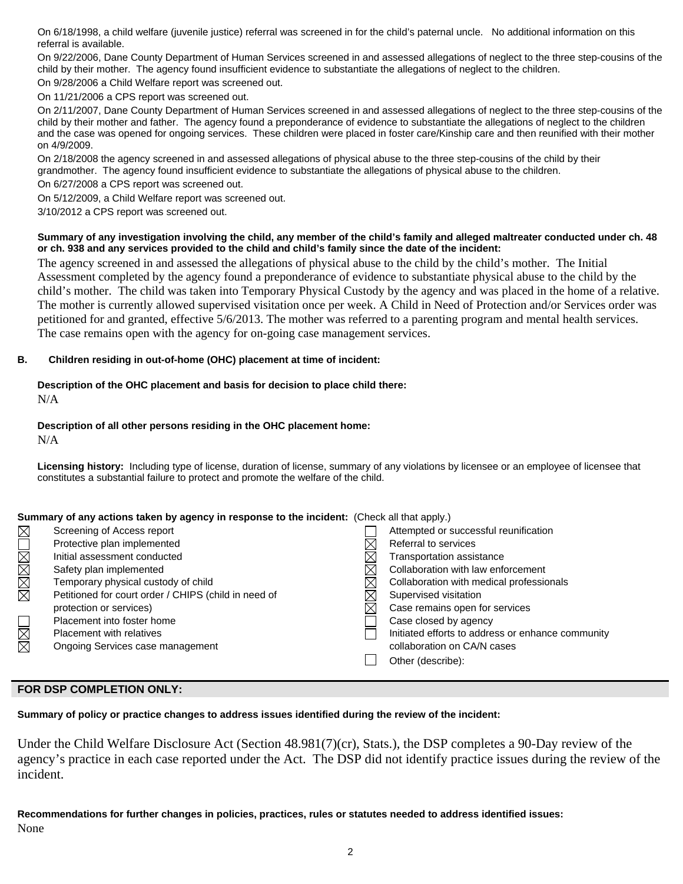On 6/18/1998, a child welfare (juvenile justice) referral was screened in for the child's paternal uncle. No additional information on this referral is available.

On 9/22/2006, Dane County Department of Human Services screened in and assessed allegations of neglect to the three step-cousins of the child by their mother. The agency found insufficient evidence to substantiate the allegations of neglect to the children.

On 9/28/2006 a Child Welfare report was screened out.

On 11/21/2006 a CPS report was screened out.

On 2/11/2007, Dane County Department of Human Services screened in and assessed allegations of neglect to the three step-cousins of the child by their mother and father. The agency found a preponderance of evidence to substantiate the allegations of neglect to the children and the case was opened for ongoing services. These children were placed in foster care/Kinship care and then reunified with their mother on 4/9/2009.

On 2/18/2008 the agency screened in and assessed allegations of physical abuse to the three step-cousins of the child by their grandmother. The agency found insufficient evidence to substantiate the allegations of physical abuse to the children.

On 6/27/2008 a CPS report was screened out.

On 5/12/2009, a Child Welfare report was screened out.

3/10/2012 a CPS report was screened out.

**Summary of any investigation involving the child, any member of the child's family and alleged maltreater conducted under ch. 48 or ch. 938 and any services provided to the child and child's family since the date of the incident:**

The agency screened in and assessed the allegations of physical abuse to the child by the child's mother. The Initial Assessment completed by the agency found a preponderance of evidence to substantiate physical abuse to the child by the child's mother. The child was taken into Temporary Physical Custody by the agency and was placed in the home of a relative. The mother is currently allowed supervised visitation once per week. A Child in Need of Protection and/or Services order was petitioned for and granted, effective 5/6/2013. The mother was referred to a parenting program and mental health services. The case remains open with the agency for on-going case management services.

## B. Children residing in out-of-home (OHC) placement at time of incident:

**Description of the OHC placement and basis for decision to place child there:**

N/A

**Description of all other persons residing in the OHC placement home:**

N/A

**Licensing history:** Including type of license, duration of license, summary of any violations by licensee or an employee of licensee that constitutes a substantial failure to protect and promote the welfare of the child.

**Summary of any actions taken by agency in response to the incident:** (Check all that apply.)

| | | | |
|---|---|---|---|
| ☒ | Screening of Access report | ☐ | Attempted or successful reunification |
| ☐ | Protective plan implemented | ☒ | Referral to services |
| ☒ | Initial assessment conducted | ☒ | Transportation assistance |
| ☒ | Safety plan implemented | ☒ | Collaboration with law enforcement |
| ☒ | Temporary physical custody of child | ☒ | Collaboration with medical professionals |
| ☒ | Petitioned for court order / CHIPS (child in need of protection or services) | ☒ | Supervised visitation |
| | | ☒ | Case remains open for services |
| ☐ | Placement into foster home | ☐ | Case closed by agency |
| ☒ | Placement with relatives | ☐ | Initiated efforts to address or enhance community collaboration on CA/N cases |
| ☒ | Ongoing Services case management | ☐ | Other (describe): |

## FOR DSP COMPLETION ONLY:

**Summary of policy or practice changes to address issues identified during the review of the incident:**

Under the Child Welfare Disclosure Act (Section 48.981(7)(cr), Stats.), the DSP completes a 90-Day review of the agency's practice in each case reported under the Act. The DSP did not identify practice issues during the review of the incident.

**Recommendations for further changes in policies, practices, rules or statutes needed to address identified issues:**

None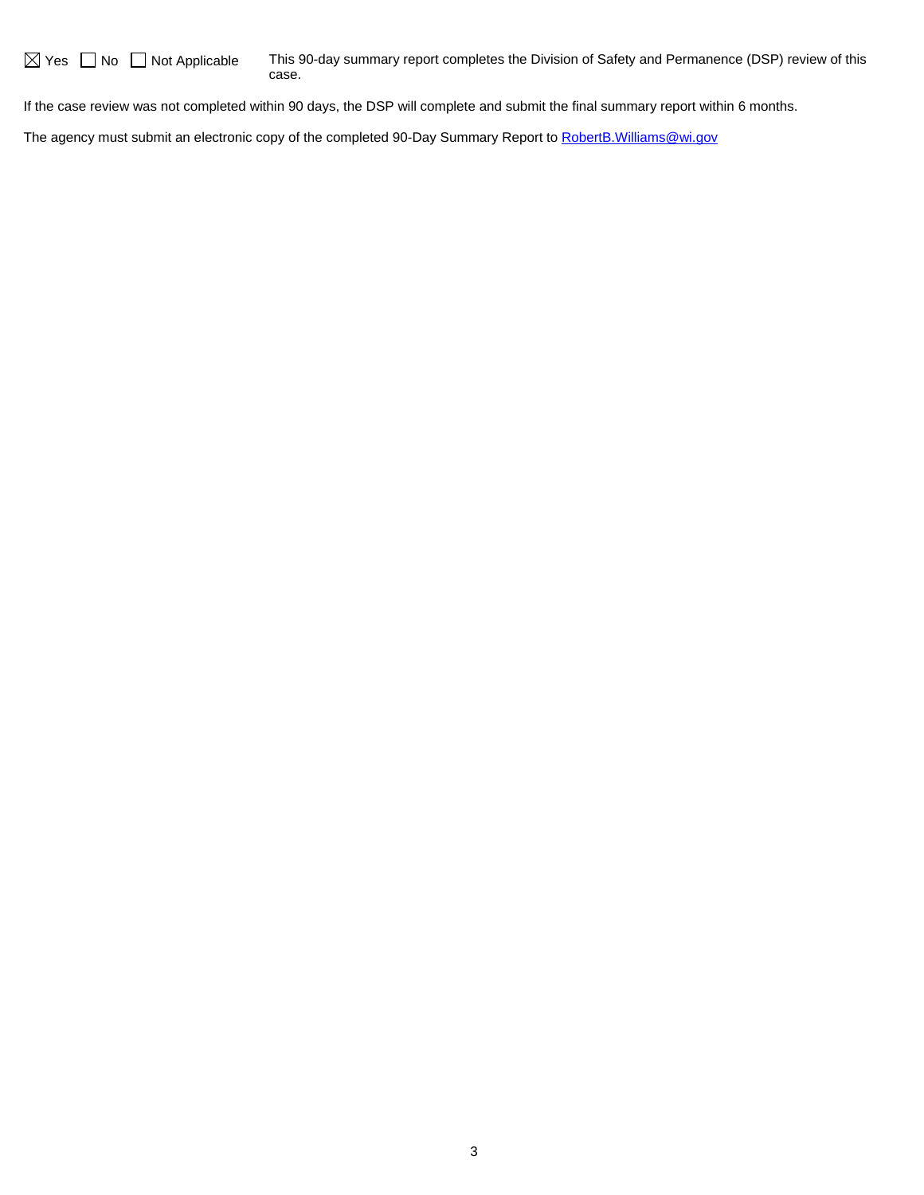☒ Yes ☐ No ☐ Not Applicable This 90-day summary report completes the Division of Safety and Permanence (DSP) review of this case.

If the case review was not completed within 90 days, the DSP will complete and submit the final summary report within 6 months.

The agency must submit an electronic copy of the completed 90-Day Summary Report to [RobertB.Williams@wi.gov](mailto:RobertB.Williams@wi.gov)